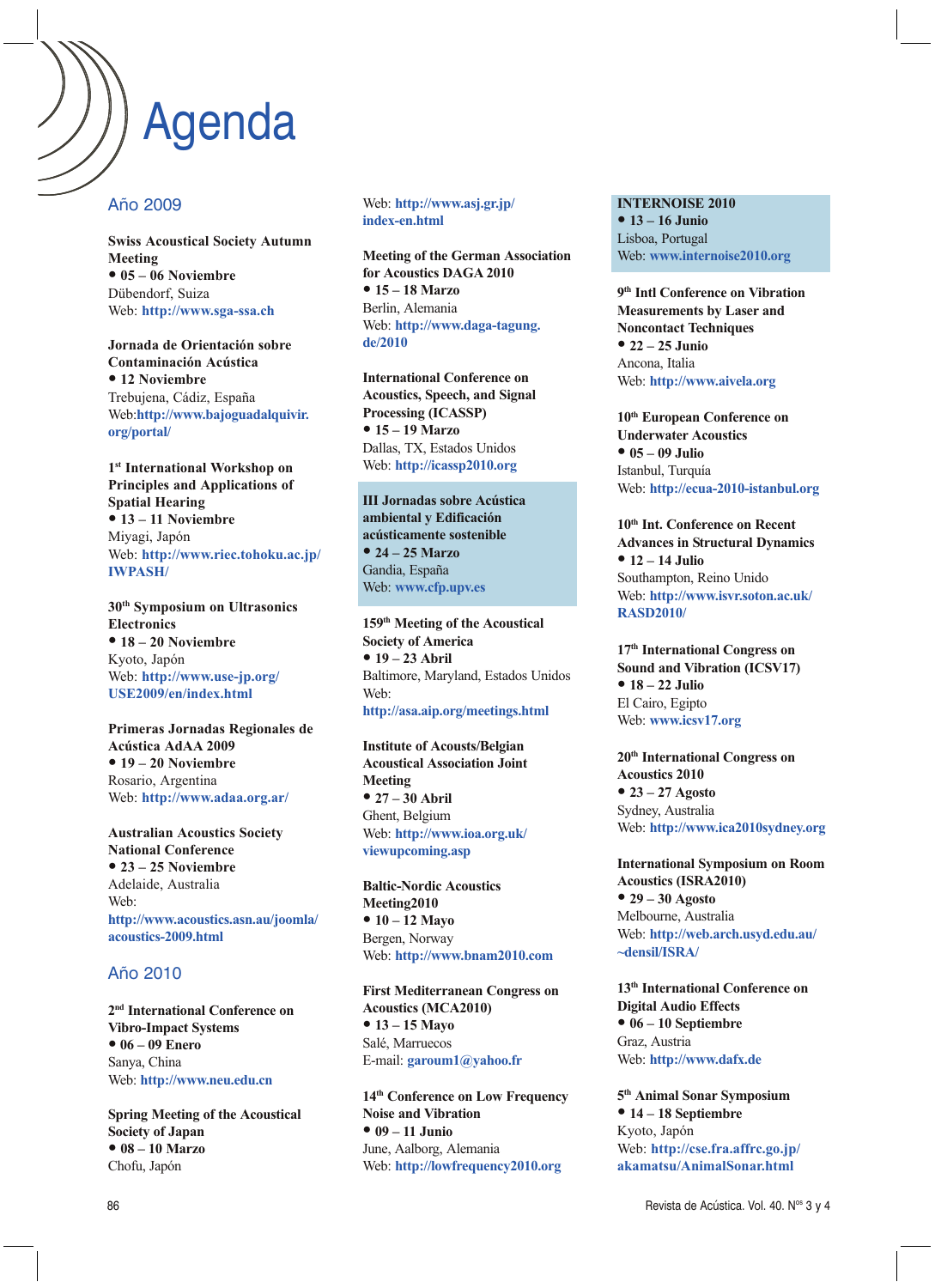# Agenda

## Año 2009

**Swiss Acoustical Society Autumn Meeting**
- **05 – 06 Noviembre**

Dübendorf, Suiza
Web: **http://www.sga-ssa.ch**

**Jornada de Orientación sobre Contaminación Acústica**
- **12 Noviembre**

Trebujena, Cádiz, España
Web:**http://www.bajoguadalquivir.org/portal/**

**1st International Workshop on Principles and Applications of Spatial Hearing**
- **13 – 11 Noviembre**

Miyagi, Japón
Web: **http://www.riec.tohoku.ac.jp/IWPASH/**

**30th Symposium on Ultrasonics Electronics**
- **18 – 20 Noviembre**

Kyoto, Japón
Web: **http://www.use-jp.org/USE2009/en/index.html**

**Primeras Jornadas Regionales de Acústica AdAA 2009**
- **19 – 20 Noviembre**

Rosario, Argentina
Web: **http://www.adaa.org.ar/**

**Australian Acoustics Society National Conference**
- **23 – 25 Noviembre**

Adelaide, Australia
Web:
**http://www.acoustics.asn.au/joomla/acoustics-2009.html**

## Año 2010

**2nd International Conference on Vibro-Impact Systems**
- **06 – 09 Enero**

Sanya, China
Web: **http://www.neu.edu.cn**

**Spring Meeting of the Acoustical Society of Japan**
- **08 – 10 Marzo**

Chofu, Japón
Web: **http://www.asj.gr.jp/index-en.html**

**Meeting of the German Association for Acoustics DAGA 2010**
- **15 – 18 Marzo**

Berlin, Alemania
Web: **http://www.daga-tagung.de/2010**

**International Conference on Acoustics, Speech, and Signal Processing (ICASSP)**
- **15 – 19 Marzo**

Dallas, TX, Estados Unidos
Web: **http://icassp2010.org**

**III Jornadas sobre Acústica ambiental y Edificación acústicamente sostenible**
- **24 – 25 Marzo**

Gandia, España
Web: **www.cfp.upv.es**

**159th Meeting of the Acoustical Society of America**
- **19 – 23 Abril**

Baltimore, Maryland, Estados Unidos
Web:
**http://asa.aip.org/meetings.html**

**Institute of Acousts/Belgian Acoustical Association Joint Meeting**
- **27 – 30 Abril**

Ghent, Belgium
Web: **http://www.ioa.org.uk/viewupcoming.asp**

**Baltic-Nordic Acoustics Meeting2010**
- **10 – 12 Mayo**

Bergen, Norway
Web: **http://www.bnam2010.com**

**First Mediterranean Congress on Acoustics (MCA2010)**
- **13 – 15 Mayo**

Salé, Marruecos
E-mail: **garoum1@yahoo.fr**

**14th Conference on Low Frequency Noise and Vibration**
- **09 – 11 Junio**

June, Aalborg, Alemania
Web: **http://lowfrequency2010.org**

**INTERNOISE 2010**
- **13 – 16 Junio**

Lisboa, Portugal
Web: **www.internoise2010.org**

**9th Intl Conference on Vibration Measurements by Laser and Noncontact Techniques**
- **22 – 25 Junio**

Ancona, Italia
Web: **http://www.aivela.org**

**10th European Conference on Underwater Acoustics**
- **05 – 09 Julio**

Istanbul, Turquía
Web: **http://ecua-2010-istanbul.org**

**10th Int. Conference on Recent Advances in Structural Dynamics**
- **12 – 14 Julio**

Southampton, Reino Unido
Web: **http://www.isvr.soton.ac.uk/RASD2010/**

**17th International Congress on Sound and Vibration (ICSV17)**
- **18 – 22 Julio**

El Cairo, Egipto
Web: **www.icsv17.org**

**20th International Congress on Acoustics 2010**
- **23 – 27 Agosto**

Sydney, Australia
Web: **http://www.ica2010sydney.org**

**International Symposium on Room Acoustics (ISRA2010)**
- **29 – 30 Agosto**

Melbourne, Australia
Web: **http://web.arch.usyd.edu.au/~densil/ISRA/**

**13th International Conference on Digital Audio Effects**
- **06 – 10 Septiembre**

Graz, Austria
Web: **http://www.dafx.de**

**5th Animal Sonar Symposium**
- **14 – 18 Septiembre**

Kyoto, Japón
Web: **http://cse.fra.affrc.go.jp/akamatsu/AnimalSonar.html**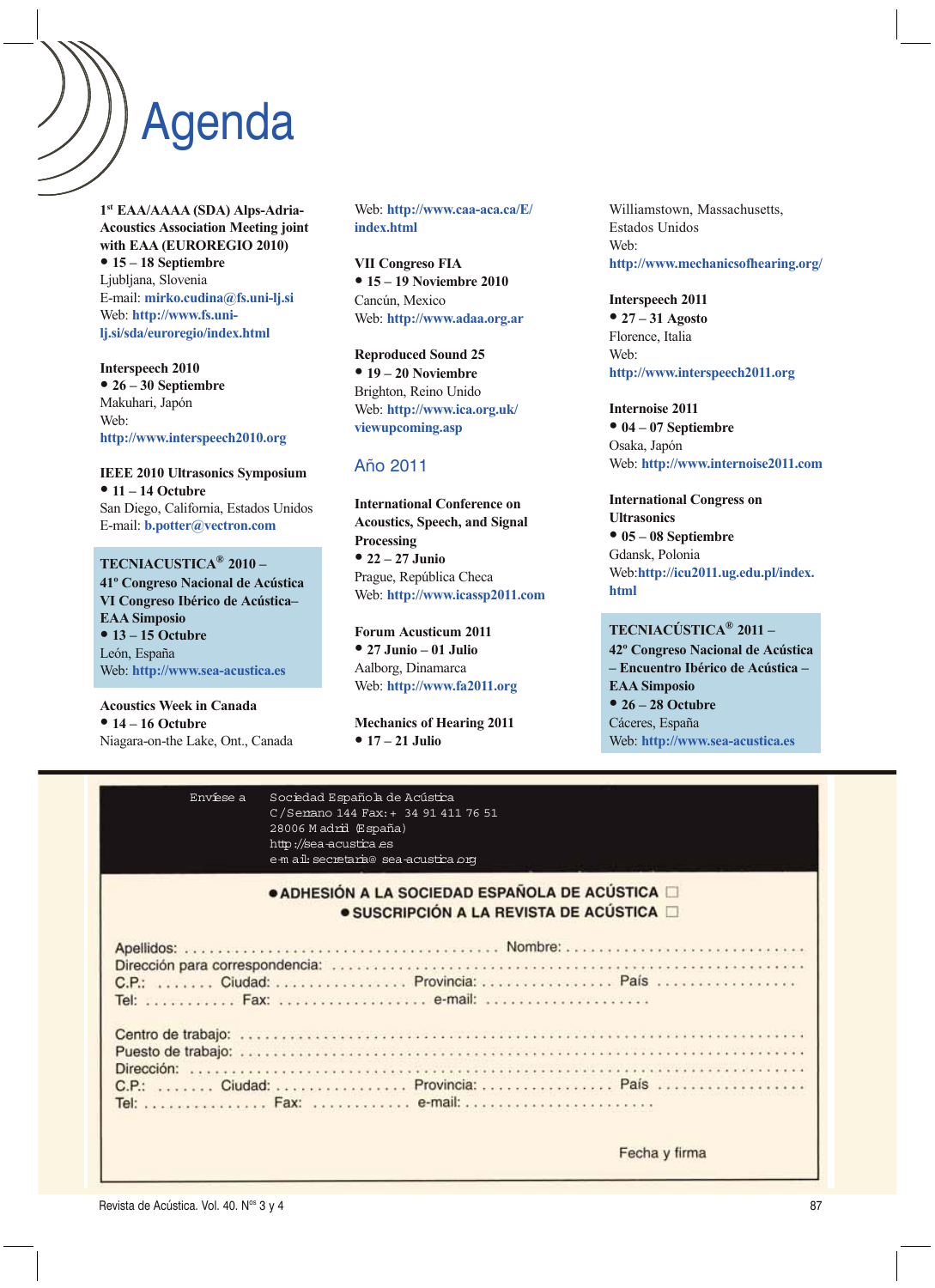# Agenda

**1st EAA/AAAA (SDA) Alps-Adria-Acoustics Association Meeting joint with EAA (EUROREGIO 2010)**
- **15 – 18 Septiembre**

Ljubljana, Slovenia
E-mail: mirko.cudina@fs.uni-lj.si
Web: http://www.fs.uni-lj.si/sda/euroregio/index.html

**Interspeech 2010**
- **26 – 30 Septiembre**

Makuhari, Japón
Web: http://www.interspeech2010.org

**IEEE 2010 Ultrasonics Symposium**
- **11 – 14 Octubre**

San Diego, California, Estados Unidos
E-mail: b.potter@vectron.com

**TECNIACUSTICA® 2010 – 41º Congreso Nacional de Acústica VI Congreso Ibérico de Acústica– EAA Simposio**
- **13 – 15 Octubre**

León, España
Web: http://www.sea-acustica.es

**Acoustics Week in Canada**
- **14 – 16 Octubre**

Niagara-on-the Lake, Ont., Canada
Web: http://www.caa-aca.ca/E/index.html

**VII Congreso FIA**
- **15 – 19 Noviembre 2010**

Cancún, Mexico
Web: http://www.adaa.org.ar

**Reproduced Sound 25**
- **19 – 20 Noviembre**

Brighton, Reino Unido
Web: http://www.ica.org.uk/viewupcoming.asp

## Año 2011

**International Conference on Acoustics, Speech, and Signal Processing**
- **22 – 27 Junio**

Prague, República Checa
Web: http://www.icassp2011.com

**Forum Acusticum 2011**
- **27 Junio – 01 Julio**

Aalborg, Dinamarca
Web: http://www.fa2011.org

**Mechanics of Hearing 2011**
- **17 – 21 Julio**

Williamstown, Massachusetts, Estados Unidos
Web: http://www.mechanicsofhearing.org/

**Interspeech 2011**
- **27 – 31 Agosto**

Florence, Italia
Web: http://www.interspeech2011.org

**Internoise 2011**
- **04 – 07 Septiembre**

Osaka, Japón
Web: http://www.internoise2011.com

**International Congress on Ultrasonics**
- **05 – 08 Septiembre**

Gdansk, Polonia
Web:http://icu2011.ug.edu.pl/index.html

**TECNIACÚSTICA® 2011 – 42º Congreso Nacional de Acústica – Encuentro Ibérico de Acústica – EAA Simposio**
- **26 – 28 Octubre**

Cáceres, España
Web: http://www.sea-acustica.es

---

Envíese a Sociedad Española de Acústica
C/Serrano 144 Fax: + 34 91 411 76 51
28006 Madrid (España)
http://sea-acustica.es
e-mail: secretaria@sea-acustica.org

**● ADHESIÓN A LA SOCIEDAD ESPAÑOLA DE ACÚSTICA ☐**
**● SUSCRIPCIÓN A LA REVISTA DE ACÚSTICA ☐**

Apellidos: .................................... Nombre: ..............................
Dirección para correspondencia: ..........................................................
C.P.: ....... Ciudad: ................ Provincia: ................ País ..................
Tel: ........... Fax: .................. e-mail: ....................

Centro de trabajo: ..........................................................................
Puesto de trabajo: ..........................................................................
Dirección: ...................................................................................
C.P.: ....... Ciudad: ................ Provincia: ................ País ..................
Tel: ............... Fax: ............ e-mail: ........................

Fecha y firma